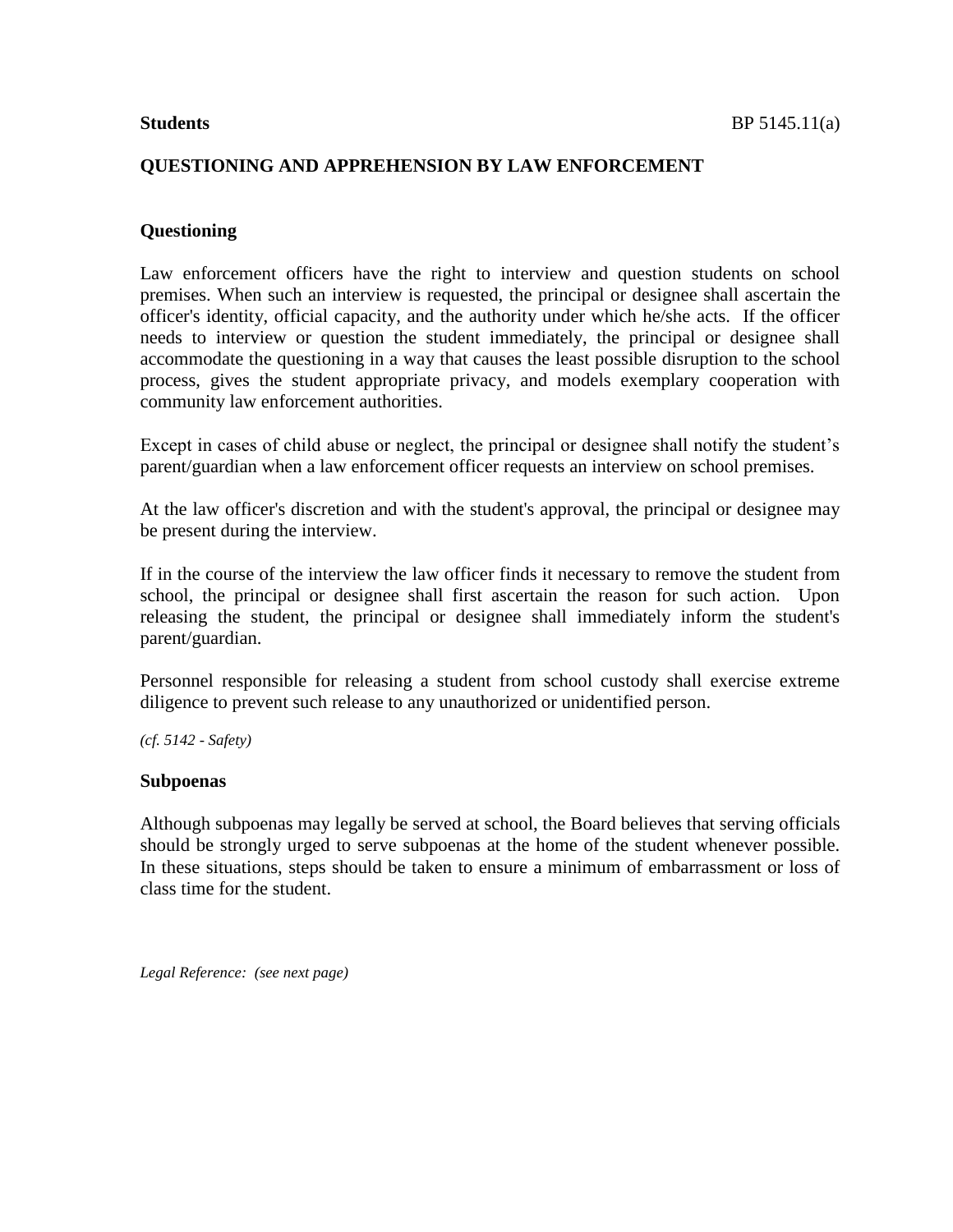**Students**

## QUESTIONING AND APPREHENSION BY LAW ENFORCEMENT

### Questioning

Law enforcement officers have the right to interview and question students on school premises. When such an interview is requested, the principal or designee shall ascertain the officer's identity, official capacity, and the authority under which he/she acts. If the officer needs to interview or question the student immediately, the principal or designee shall accommodate the questioning in a way that causes the least possible disruption to the school process, gives the student appropriate privacy, and models exemplary cooperation with community law enforcement authorities.

Except in cases of child abuse or neglect, the principal or designee shall notify the student's parent/guardian when a law enforcement officer requests an interview on school premises.

At the law officer's discretion and with the student's approval, the principal or designee may be present during the interview.

If in the course of the interview the law officer finds it necessary to remove the student from school, the principal or designee shall first ascertain the reason for such action. Upon releasing the student, the principal or designee shall immediately inform the student's parent/guardian.

Personnel responsible for releasing a student from school custody shall exercise extreme diligence to prevent such release to any unauthorized or unidentified person.

*(cf. 5142 - Safety)*

### Subpoenas

Although subpoenas may legally be served at school, the Board believes that serving officials should be strongly urged to serve subpoenas at the home of the student whenever possible. In these situations, steps should be taken to ensure a minimum of embarrassment or loss of class time for the student.

*Legal Reference: (see next page)*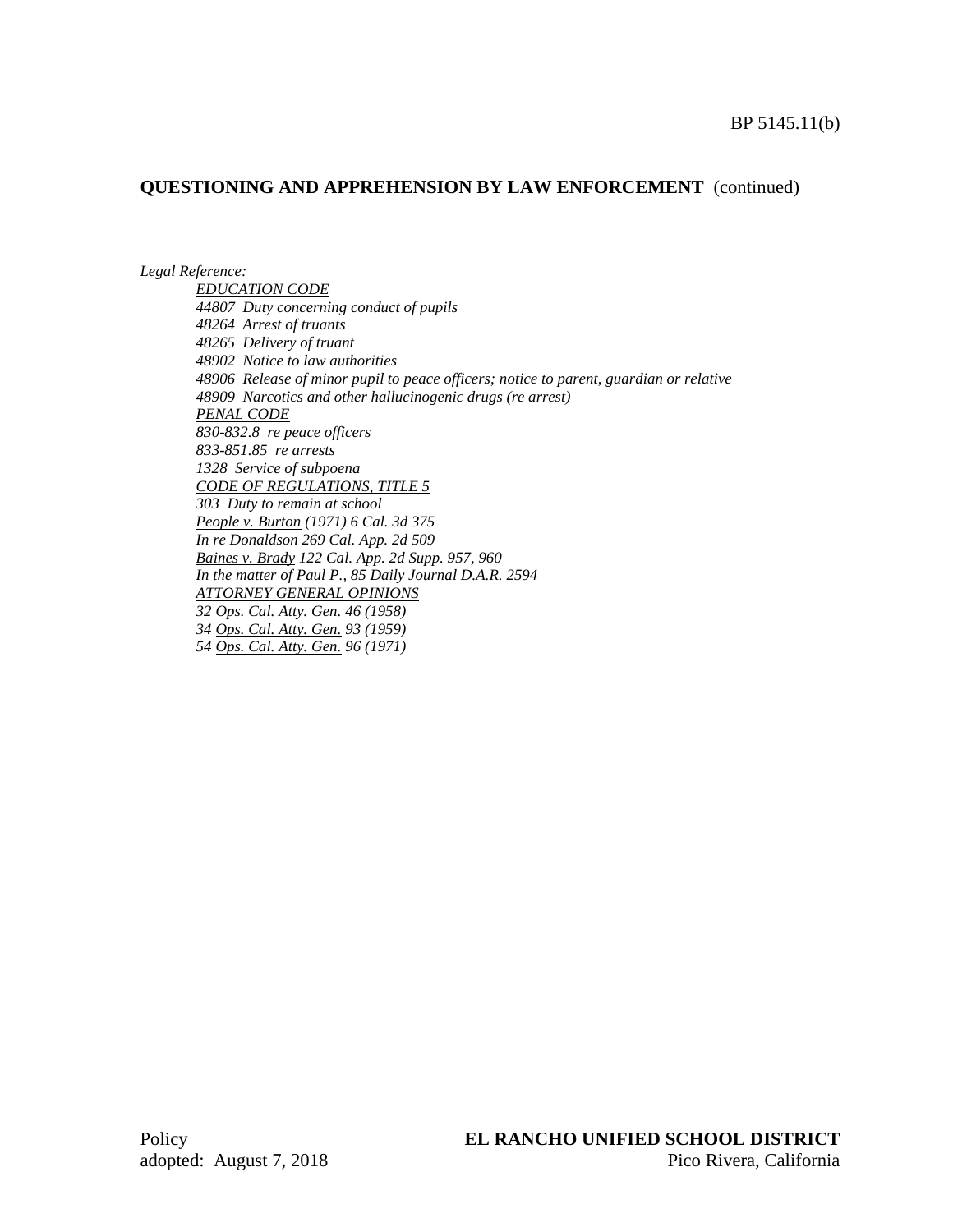## QUESTIONING AND APPREHENSION BY LAW ENFORCEMENT (continued)

*Legal Reference:*

*EDUCATION CODE*
*44807 Duty concerning conduct of pupils*
*48264 Arrest of truants*
*48265 Delivery of truant*
*48902 Notice to law authorities*
*48906 Release of minor pupil to peace officers; notice to parent, guardian or relative*
*48909 Narcotics and other hallucinogenic drugs (re arrest)*
*PENAL CODE*
*830-832.8 re peace officers*
*833-851.85 re arrests*
*1328 Service of subpoena*
*CODE OF REGULATIONS, TITLE 5*
*303 Duty to remain at school*
*People v. Burton (1971) 6 Cal. 3d 375*
*In re Donaldson 269 Cal. App. 2d 509*
*Baines v. Brady 122 Cal. App. 2d Supp. 957, 960*
*In the matter of Paul P., 85 Daily Journal D.A.R. 2594*
*ATTORNEY GENERAL OPINIONS*
*32 Ops. Cal. Atty. Gen. 46 (1958)*
*34 Ops. Cal. Atty. Gen. 93 (1959)*
*54 Ops. Cal. Atty. Gen. 96 (1971)*

Policy
adopted: August 7, 2018

**EL RANCHO UNIFIED SCHOOL DISTRICT**
Pico Rivera, California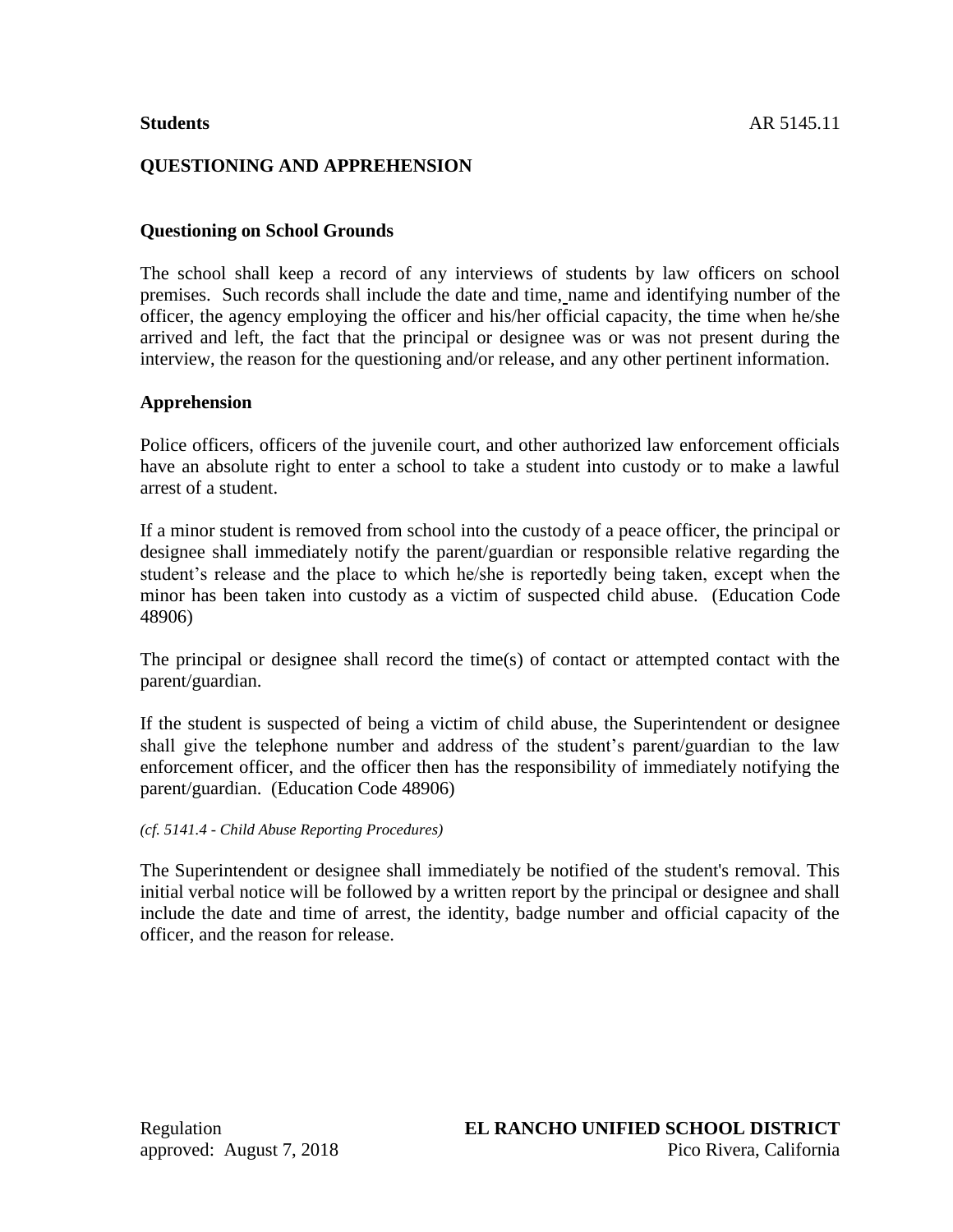**Students** AR 5145.11

## QUESTIONING AND APPREHENSION

### Questioning on School Grounds

The school shall keep a record of any interviews of students by law officers on school premises. Such records shall include the date and time, name and identifying number of the officer, the agency employing the officer and his/her official capacity, the time when he/she arrived and left, the fact that the principal or designee was or was not present during the interview, the reason for the questioning and/or release, and any other pertinent information.

### Apprehension

Police officers, officers of the juvenile court, and other authorized law enforcement officials have an absolute right to enter a school to take a student into custody or to make a lawful arrest of a student.

If a minor student is removed from school into the custody of a peace officer, the principal or designee shall immediately notify the parent/guardian or responsible relative regarding the student's release and the place to which he/she is reportedly being taken, except when the minor has been taken into custody as a victim of suspected child abuse. (Education Code 48906)

The principal or designee shall record the time(s) of contact or attempted contact with the parent/guardian.

If the student is suspected of being a victim of child abuse, the Superintendent or designee shall give the telephone number and address of the student's parent/guardian to the law enforcement officer, and the officer then has the responsibility of immediately notifying the parent/guardian. (Education Code 48906)

*(cf. 5141.4 - Child Abuse Reporting Procedures)*

The Superintendent or designee shall immediately be notified of the student's removal. This initial verbal notice will be followed by a written report by the principal or designee and shall include the date and time of arrest, the identity, badge number and official capacity of the officer, and the reason for release.

Regulation **EL RANCHO UNIFIED SCHOOL DISTRICT**
approved: August 7, 2018 Pico Rivera, California